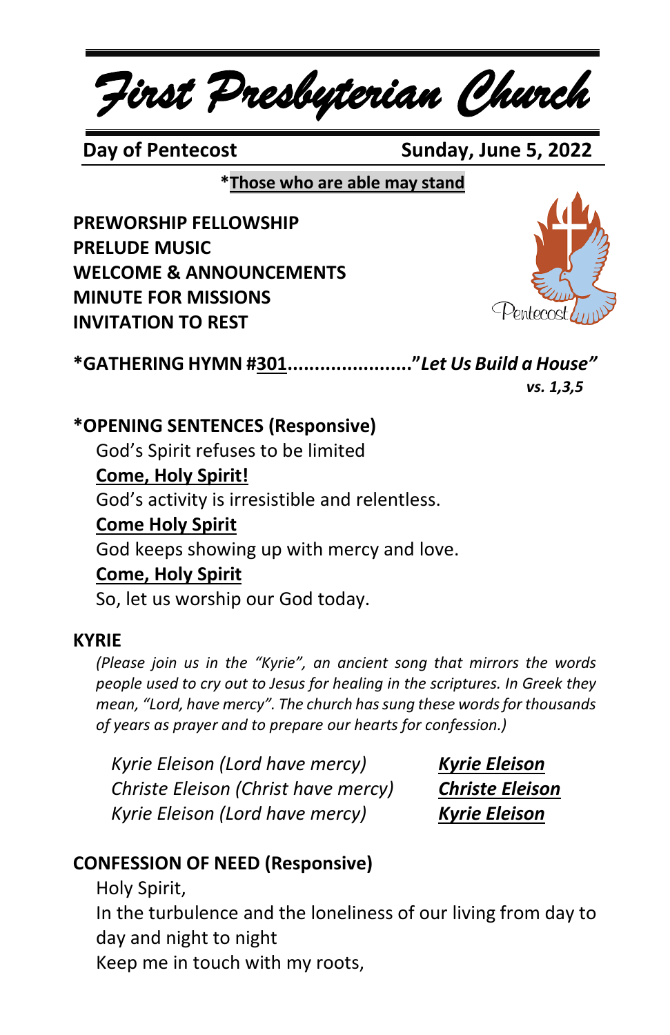# *First Presbyterian Church*

**Day of Pentecost** **Sunday, June 5, 2022**

**\*Those who are able may stand**

**PREWORSHIP FELLOWSHIP**
**PRELUDE MUSIC**
**WELCOME & ANNOUNCEMENTS**
**MINUTE FOR MISSIONS**
**INVITATION TO REST**

**\*GATHERING HYMN #301......................."*Let Us Build a House*"**
***vs. 1,3,5***

**\*OPENING SENTENCES (Responsive)**

God's Spirit refuses to be limited
**Come, Holy Spirit!**
God's activity is irresistible and relentless.
**Come Holy Spirit**
God keeps showing up with mercy and love.
**Come, Holy Spirit**
So, let us worship our God today.

**KYRIE**

*(Please join us in the "Kyrie", an ancient song that mirrors the words people used to cry out to Jesus for healing in the scriptures. In Greek they mean, "Lord, have mercy". The church has sung these words for thousands of years as prayer and to prepare our hearts for confession.)*

*Kyrie Eleison (Lord have mercy)* ***Kyrie Eleison***
*Christe Eleison (Christ have mercy)* ***Christe Eleison***
*Kyrie Eleison (Lord have mercy)* ***Kyrie Eleison***

**CONFESSION OF NEED (Responsive)**

Holy Spirit,
In the turbulence and the loneliness of our living from day to day and night to night
Keep me in touch with my roots,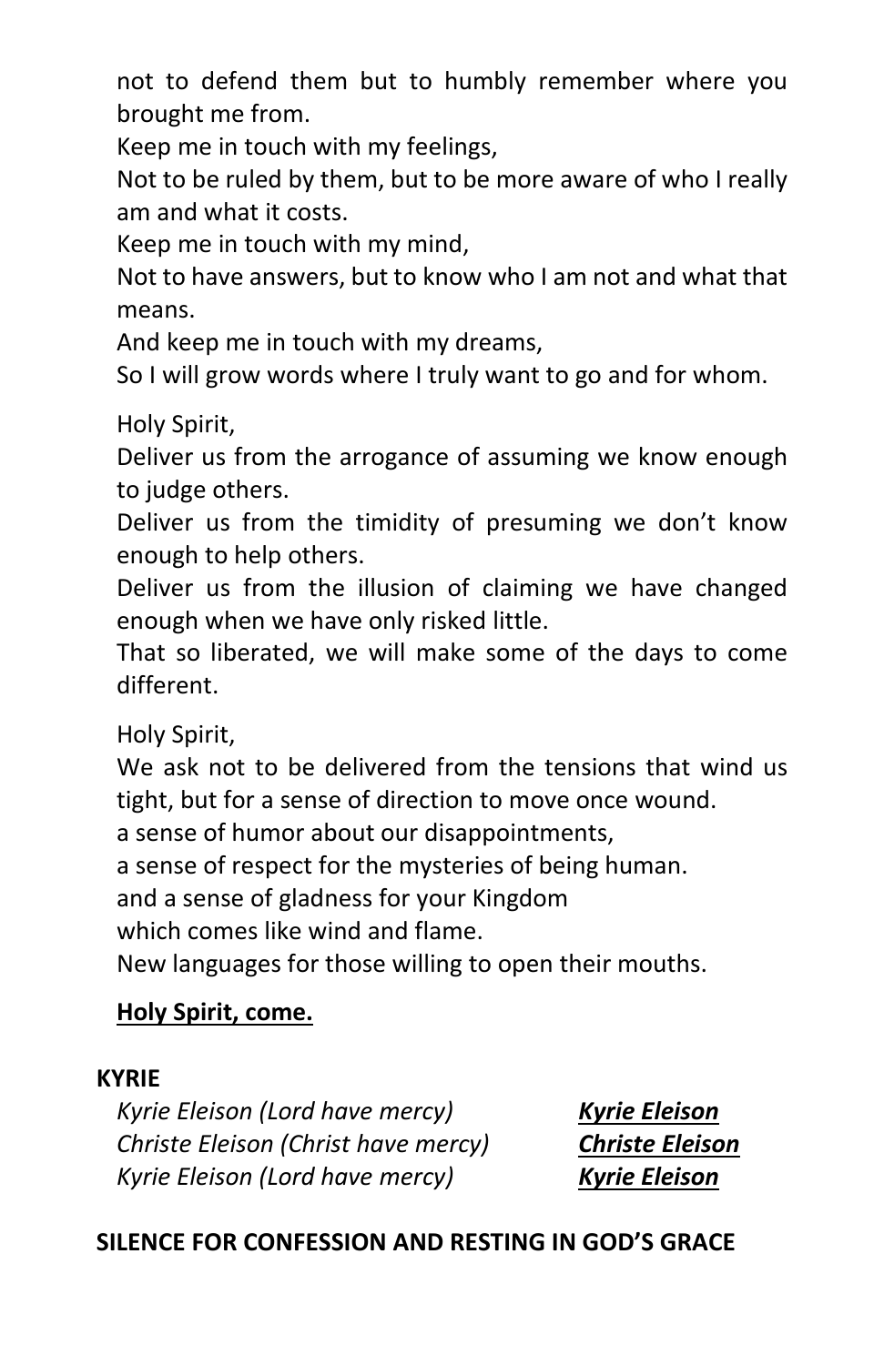not to defend them but to humbly remember where you brought me from.

Keep me in touch with my feelings,

Not to be ruled by them, but to be more aware of who I really am and what it costs.

Keep me in touch with my mind,

Not to have answers, but to know who I am not and what that means.

And keep me in touch with my dreams,

So I will grow words where I truly want to go and for whom.

Holy Spirit,

Deliver us from the arrogance of assuming we know enough to judge others.

Deliver us from the timidity of presuming we don't know enough to help others.

Deliver us from the illusion of claiming we have changed enough when we have only risked little.

That so liberated, we will make some of the days to come different.

Holy Spirit,

We ask not to be delivered from the tensions that wind us tight, but for a sense of direction to move once wound.

a sense of humor about our disappointments,

a sense of respect for the mysteries of being human.

and a sense of gladness for your Kingdom

which comes like wind and flame.

New languages for those willing to open their mouths.

**Holy Spirit, come.**

**KYRIE**

*Kyrie Eleison (Lord have mercy)* ***Kyrie Eleison***

*Christe Eleison (Christ have mercy)* ***Christe Eleison***

*Kyrie Eleison (Lord have mercy)* ***Kyrie Eleison***

**SILENCE FOR CONFESSION AND RESTING IN GOD'S GRACE**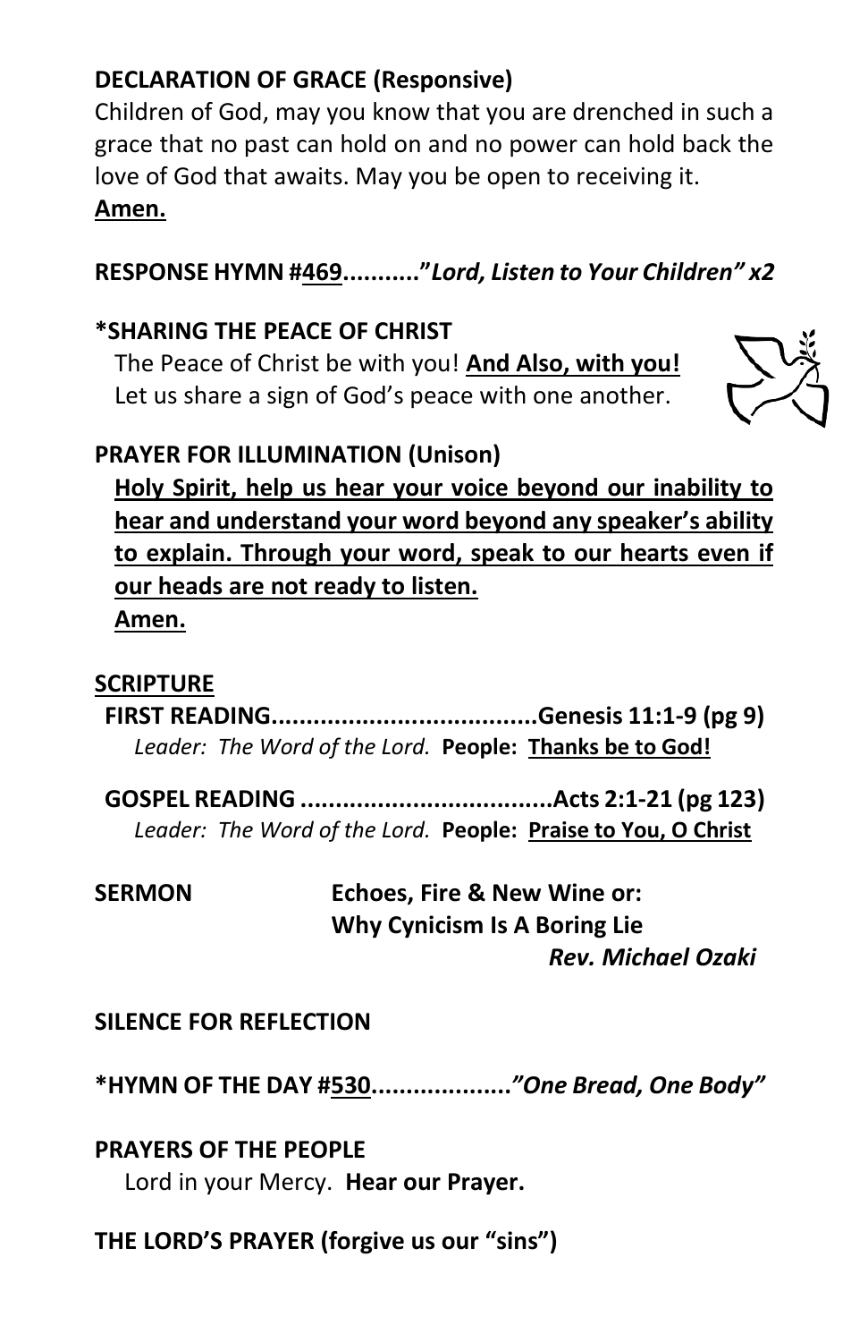**DECLARATION OF GRACE (Responsive)**

Children of God, may you know that you are drenched in such a grace that no past can hold on and no power can hold back the love of God that awaits. May you be open to receiving it.

**Amen.**

**RESPONSE HYMN #469..........."*Lord, Listen to Your Children" x2***

**\*SHARING THE PEACE OF CHRIST**

The Peace of Christ be with you! **And Also, with you!**
Let us share a sign of God's peace with one another.

**PRAYER FOR ILLUMINATION (Unison)**

**Holy Spirit, help us hear your voice beyond our inability to hear and understand your word beyond any speaker's ability to explain. Through your word, speak to our hearts even if our heads are not ready to listen.**
**Amen.**

**SCRIPTURE**

**FIRST READING......................................Genesis 11:1-9 (pg 9)**
*Leader: The Word of the Lord.* **People: Thanks be to God!**

**GOSPEL READING ....................................Acts 2:1-21 (pg 123)**
*Leader: The Word of the Lord.* **People: Praise to You, O Christ**

**SERMON** **Echoes, Fire & New Wine or: Why Cynicism Is A Boring Lie**
***Rev. Michael Ozaki***

**SILENCE FOR REFLECTION**

**\*HYMN OF THE DAY #530....................*"One Bread, One Body"***

**PRAYERS OF THE PEOPLE**

Lord in your Mercy. **Hear our Prayer.**

**THE LORD'S PRAYER (forgive us our "sins")**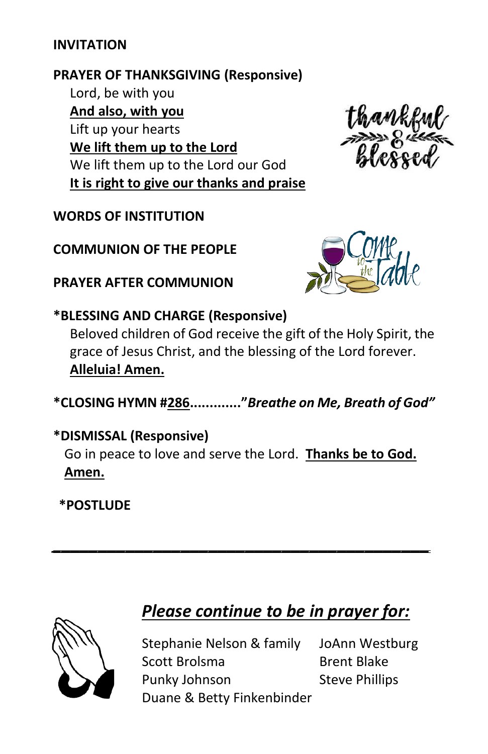**INVITATION**

**PRAYER OF THANKSGIVING (Responsive)**

Lord, be with you
**And also, with you**
Lift up your hearts
**We lift them up to the Lord**
We lift them up to the Lord our God
**It is right to give our thanks and praise**

**WORDS OF INSTITUTION**

**COMMUNION OF THE PEOPLE**

**PRAYER AFTER COMMUNION**

**\*BLESSING AND CHARGE (Responsive)**

Beloved children of God receive the gift of the Holy Spirit, the grace of Jesus Christ, and the blessing of the Lord forever. **Alleluia! Amen.**

**\*CLOSING HYMN #286............"*Breathe on Me, Breath of God*"**

**\*DISMISSAL (Responsive)**

Go in peace to love and serve the Lord. **Thanks be to God. Amen.**

**\*POSTLUDE**

---

## *Please continue to be in prayer for:*

Stephanie Nelson & family
Scott Brolsma
Punky Johnson
Duane & Betty Finkenbinder
JoAnn Westburg
Brent Blake
Steve Phillips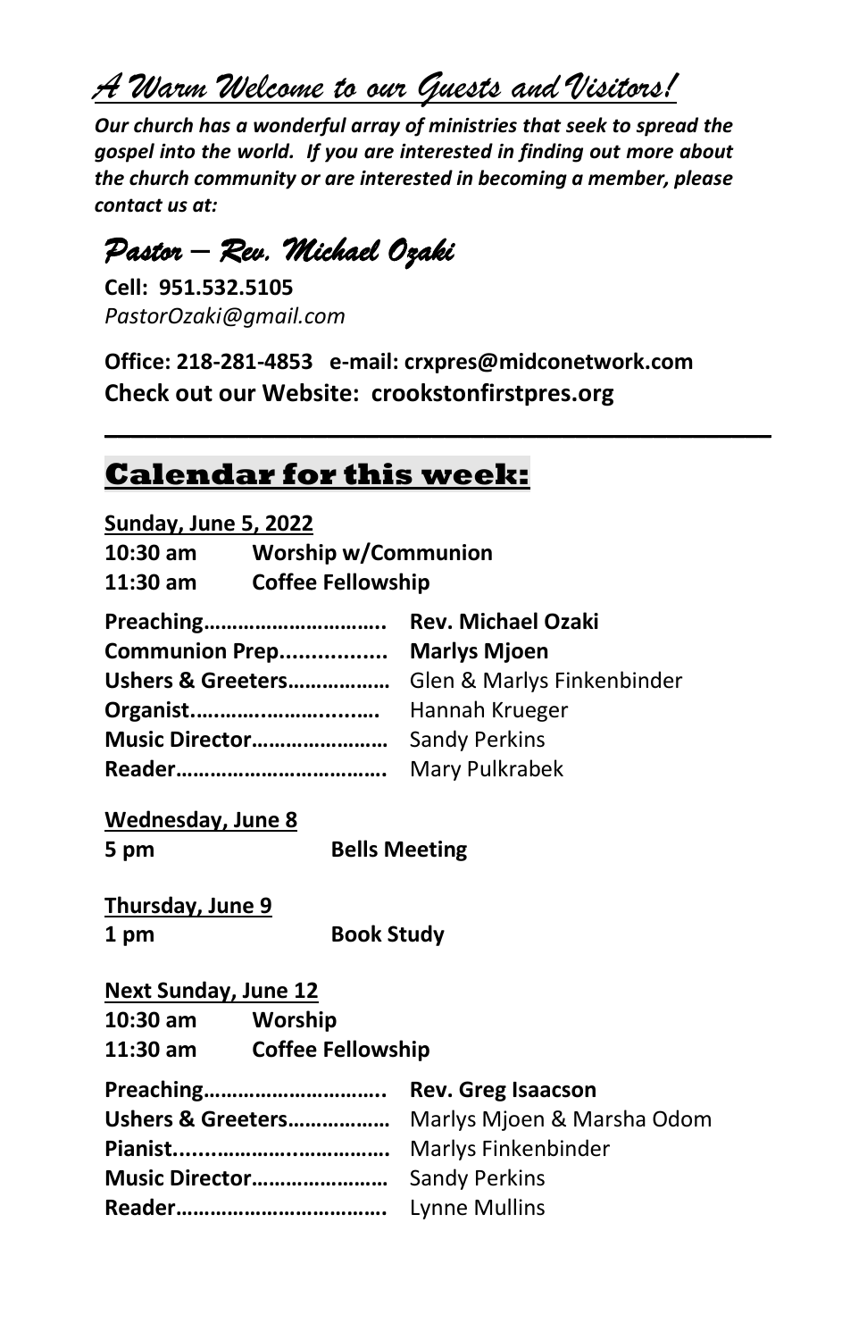# *A Warm Welcome to our Guests and Visitors!*

***Our church has a wonderful array of ministries that seek to spread the gospel into the world. If you are interested in finding out more about the church community or are interested in becoming a member, please contact us at:***

## *Pastor – Rev. Michael Ozaki*

**Cell: 951.532.5105**
*PastorOzaki@gmail.com*

**Office: 218-281-4853 e-mail: crxpres@midconetwork.com**
**Check out our Website: crookstonfirstpres.org**

---

## Calendar for this week:

**Sunday, June 5, 2022**

**10:30 am** **Worship w/Communion**
**11:30 am** **Coffee Fellowship**

**Preaching…………………………..** **Rev. Michael Ozaki**
**Communion Prep................** **Marlys Mjoen**
**Ushers & Greeters………………** Glen & Marlys Finkenbinder
**Organist………….…………...……** Hannah Krueger
**Music Director……………………** Sandy Perkins
**Reader……………………………….** Mary Pulkrabek

**Wednesday, June 8**

**5 pm** **Bells Meeting**

**Thursday, June 9**

**1 pm** **Book Study**

**Next Sunday, June 12**

**10:30 am** **Worship**
**11:30 am** **Coffee Fellowship**

**Preaching…………………………..** **Rev. Greg Isaacson**
**Ushers & Greeters………………** Marlys Mjoen & Marsha Odom
**Pianist.....................……………** Marlys Finkenbinder
**Music Director……………………** Sandy Perkins
**Reader……………………………….** Lynne Mullins